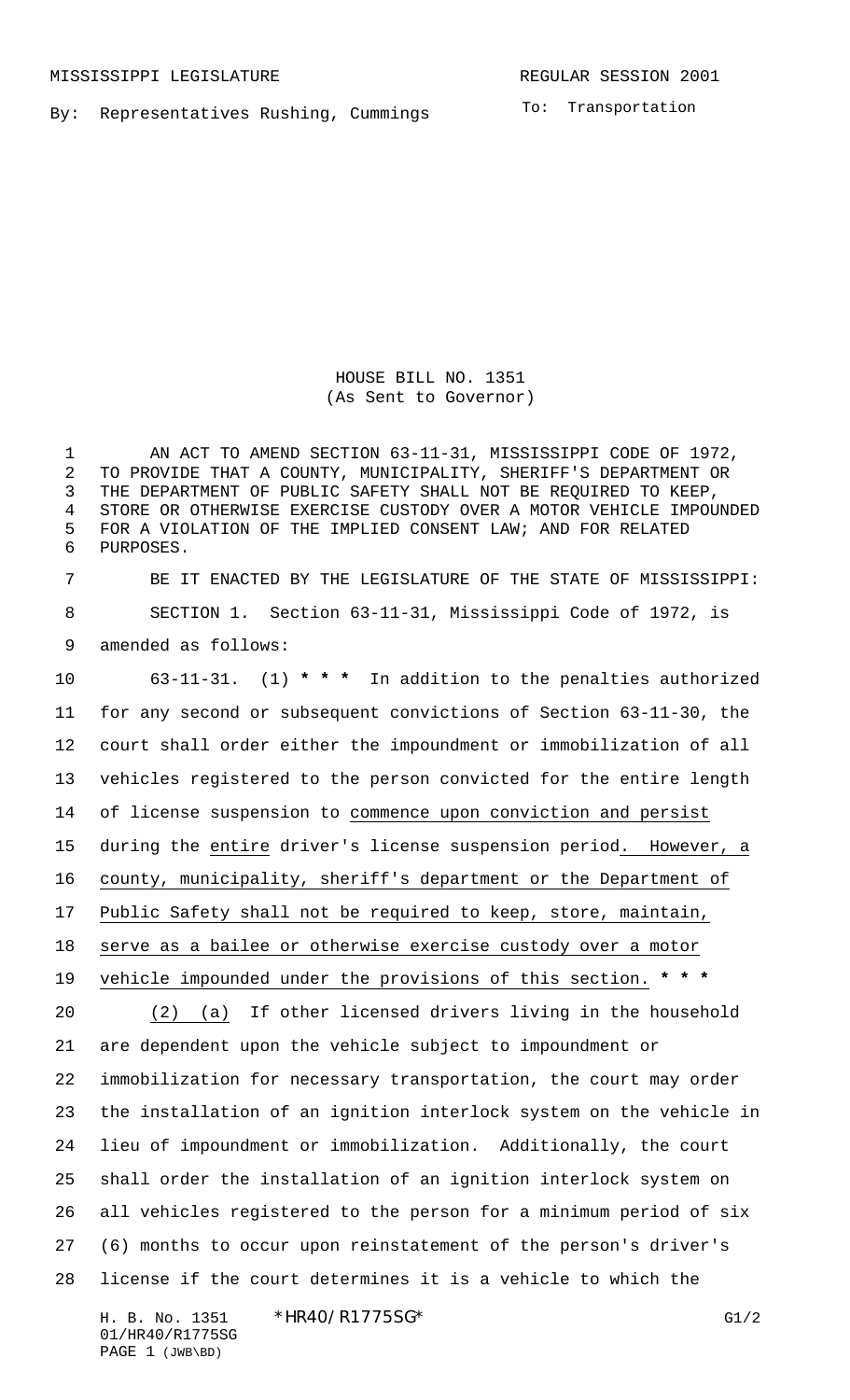MISSISSIPPI LEGISLATURE REGULAR SESSION 2001

By: Representatives Rushing, Cummings

To: Transportation

HOUSE BILL NO. 1351
(As Sent to Governor)

AN ACT TO AMEND SECTION 63-11-31, MISSISSIPPI CODE OF 1972, TO PROVIDE THAT A COUNTY, MUNICIPALITY, SHERIFF'S DEPARTMENT OR THE DEPARTMENT OF PUBLIC SAFETY SHALL NOT BE REQUIRED TO KEEP, STORE OR OTHERWISE EXERCISE CUSTODY OVER A MOTOR VEHICLE IMPOUNDED FOR A VIOLATION OF THE IMPLIED CONSENT LAW; AND FOR RELATED PURPOSES.

BE IT ENACTED BY THE LEGISLATURE OF THE STATE OF MISSISSIPPI:

SECTION 1. Section 63-11-31, Mississippi Code of 1972, is amended as follows:

63-11-31. (1) * * * In addition to the penalties authorized for any second or subsequent convictions of Section 63-11-30, the court shall order either the impoundment or immobilization of all vehicles registered to the person convicted for the entire length of license suspension to commence upon conviction and persist during the entire driver's license suspension period. However, a county, municipality, sheriff's department or the Department of Public Safety shall not be required to keep, store, maintain, serve as a bailee or otherwise exercise custody over a motor vehicle impounded under the provisions of this section. * * *

(2) (a) If other licensed drivers living in the household are dependent upon the vehicle subject to impoundment or immobilization for necessary transportation, the court may order the installation of an ignition interlock system on the vehicle in lieu of impoundment or immobilization. Additionally, the court shall order the installation of an ignition interlock system on all vehicles registered to the person for a minimum period of six (6) months to occur upon reinstatement of the person's driver's license if the court determines it is a vehicle to which the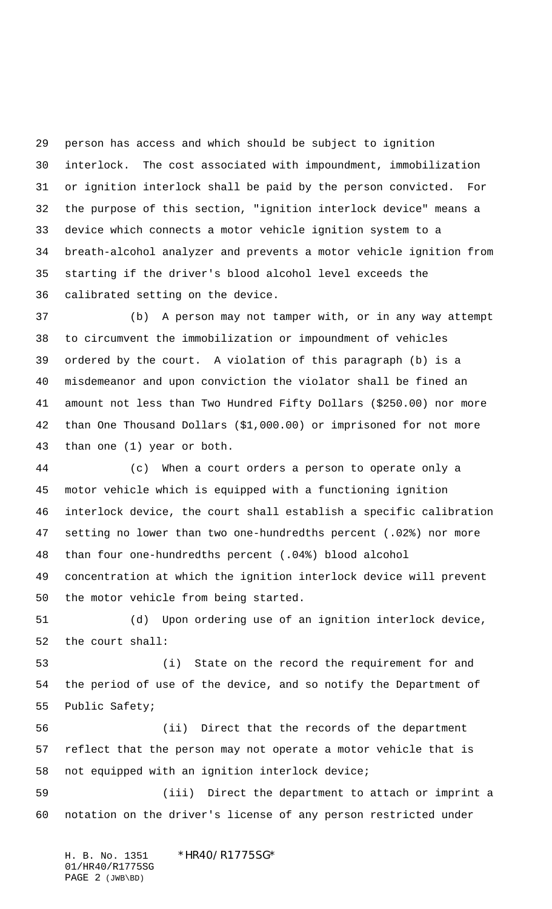person has access and which should be subject to ignition interlock. The cost associated with impoundment, immobilization or ignition interlock shall be paid by the person convicted. For the purpose of this section, "ignition interlock device" means a device which connects a motor vehicle ignition system to a breath-alcohol analyzer and prevents a motor vehicle ignition from starting if the driver's blood alcohol level exceeds the calibrated setting on the device.

(b) A person may not tamper with, or in any way attempt to circumvent the immobilization or impoundment of vehicles ordered by the court. A violation of this paragraph (b) is a misdemeanor and upon conviction the violator shall be fined an amount not less than Two Hundred Fifty Dollars ($250.00) nor more than One Thousand Dollars ($1,000.00) or imprisoned for not more than one (1) year or both.

(c) When a court orders a person to operate only a motor vehicle which is equipped with a functioning ignition interlock device, the court shall establish a specific calibration setting no lower than two one-hundredths percent (.02%) nor more than four one-hundredths percent (.04%) blood alcohol concentration at which the ignition interlock device will prevent the motor vehicle from being started.

(d) Upon ordering use of an ignition interlock device, the court shall:

(i) State on the record the requirement for and the period of use of the device, and so notify the Department of Public Safety;

(ii) Direct that the records of the department reflect that the person may not operate a motor vehicle that is not equipped with an ignition interlock device;

(iii) Direct the department to attach or imprint a notation on the driver's license of any person restricted under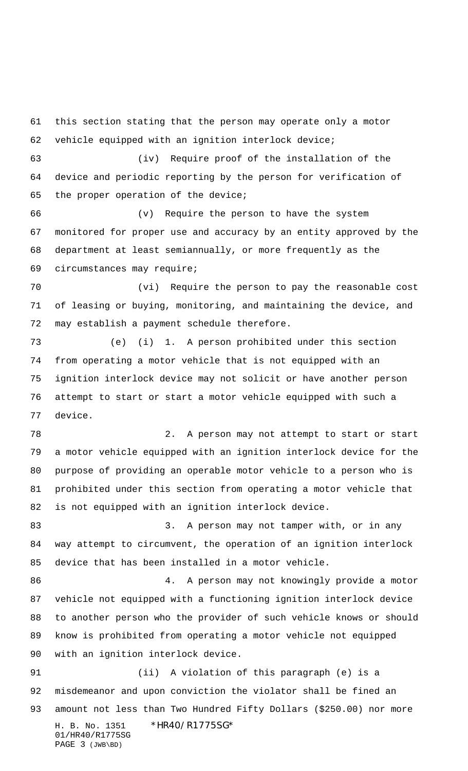this section stating that the person may operate only a motor vehicle equipped with an ignition interlock device;

(iv) Require proof of the installation of the device and periodic reporting by the person for verification of the proper operation of the device;

(v) Require the person to have the system monitored for proper use and accuracy by an entity approved by the department at least semiannually, or more frequently as the circumstances may require;

(vi) Require the person to pay the reasonable cost of leasing or buying, monitoring, and maintaining the device, and may establish a payment schedule therefore.

(e) (i) 1. A person prohibited under this section from operating a motor vehicle that is not equipped with an ignition interlock device may not solicit or have another person attempt to start or start a motor vehicle equipped with such a device.

2. A person may not attempt to start or start a motor vehicle equipped with an ignition interlock device for the purpose of providing an operable motor vehicle to a person who is prohibited under this section from operating a motor vehicle that is not equipped with an ignition interlock device.

3. A person may not tamper with, or in any way attempt to circumvent, the operation of an ignition interlock device that has been installed in a motor vehicle.

4. A person may not knowingly provide a motor vehicle not equipped with a functioning ignition interlock device to another person who the provider of such vehicle knows or should know is prohibited from operating a motor vehicle not equipped with an ignition interlock device.

(ii) A violation of this paragraph (e) is a misdemeanor and upon conviction the violator shall be fined an amount not less than Two Hundred Fifty Dollars ($250.00) nor more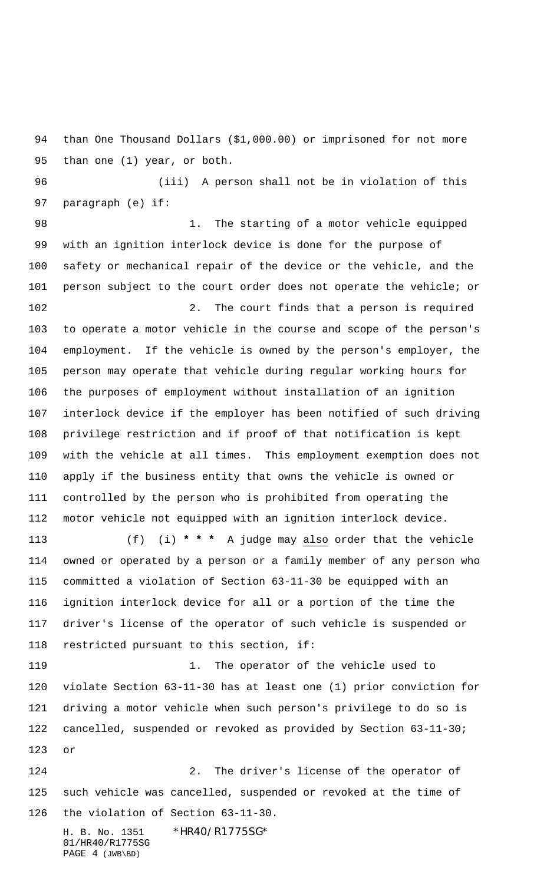than One Thousand Dollars ($1,000.00) or imprisoned for not more than one (1) year, or both.

(iii) A person shall not be in violation of this paragraph (e) if:

1. The starting of a motor vehicle equipped with an ignition interlock device is done for the purpose of safety or mechanical repair of the device or the vehicle, and the person subject to the court order does not operate the vehicle; or

2. The court finds that a person is required to operate a motor vehicle in the course and scope of the person's employment. If the vehicle is owned by the person's employer, the person may operate that vehicle during regular working hours for the purposes of employment without installation of an ignition interlock device if the employer has been notified of such driving privilege restriction and if proof of that notification is kept with the vehicle at all times. This employment exemption does not apply if the business entity that owns the vehicle is owned or controlled by the person who is prohibited from operating the motor vehicle not equipped with an ignition interlock device.

(f) (i) **\* \* \*** A judge may <u>also</u> order that the vehicle owned or operated by a person or a family member of any person who committed a violation of Section 63-11-30 be equipped with an ignition interlock device for all or a portion of the time the driver's license of the operator of such vehicle is suspended or restricted pursuant to this section, if:

1. The operator of the vehicle used to violate Section 63-11-30 has at least one (1) prior conviction for driving a motor vehicle when such person's privilege to do so is cancelled, suspended or revoked as provided by Section 63-11-30; or

2. The driver's license of the operator of such vehicle was cancelled, suspended or revoked at the time of the violation of Section 63-11-30.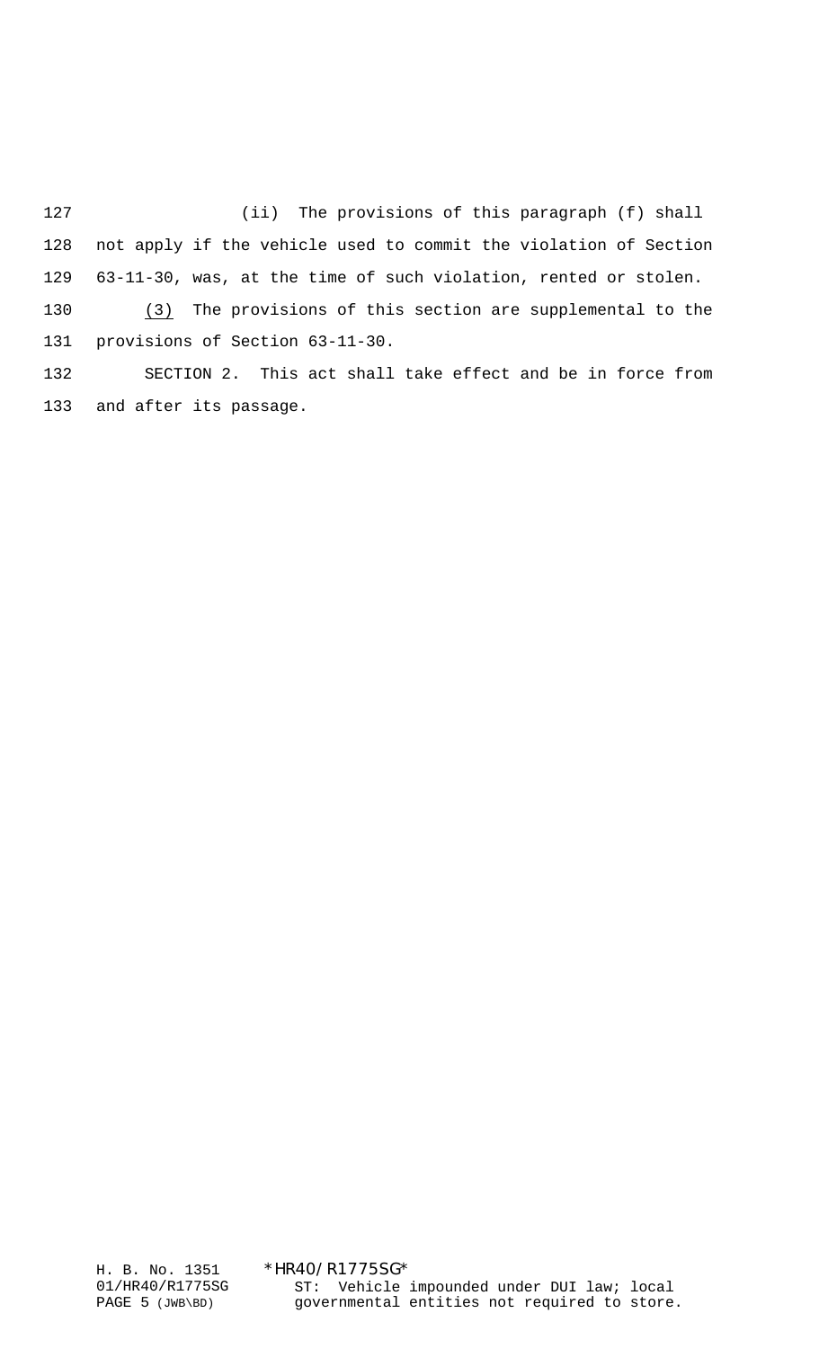(ii) The provisions of this paragraph (f) shall not apply if the vehicle used to commit the violation of Section 63-11-30, was, at the time of such violation, rented or stolen.

(3) The provisions of this section are supplemental to the provisions of Section 63-11-30.

SECTION 2. This act shall take effect and be in force from and after its passage.

ST: Vehicle impounded under DUI law; local governmental entities not required to store.